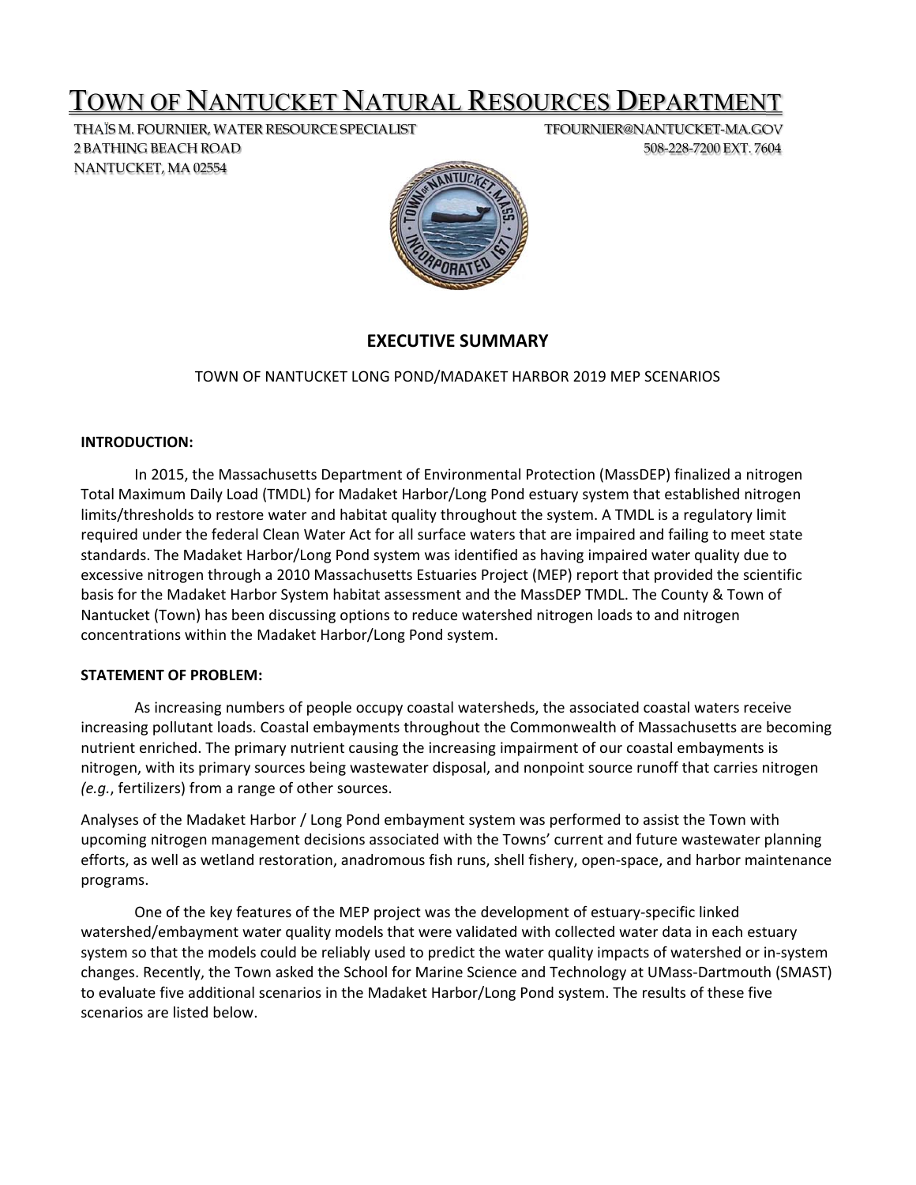# TOWN OF NANTUCKET NATURAL RESOURCES DEPARTMENT

THAÏS M. FOURNIER, WATER RESOURCE SPECIALIST
2 BATHING BEACH ROAD
NANTUCKET, MA 02554

TFOURNIER@NANTUCKET-MA.GOV
508-228-7200 EXT. 7604

## EXECUTIVE SUMMARY

TOWN OF NANTUCKET LONG POND/MADAKET HARBOR 2019 MEP SCENARIOS

**INTRODUCTION:**

In 2015, the Massachusetts Department of Environmental Protection (MassDEP) finalized a nitrogen Total Maximum Daily Load (TMDL) for Madaket Harbor/Long Pond estuary system that established nitrogen limits/thresholds to restore water and habitat quality throughout the system. A TMDL is a regulatory limit required under the federal Clean Water Act for all surface waters that are impaired and failing to meet state standards. The Madaket Harbor/Long Pond system was identified as having impaired water quality due to excessive nitrogen through a 2010 Massachusetts Estuaries Project (MEP) report that provided the scientific basis for the Madaket Harbor System habitat assessment and the MassDEP TMDL. The County & Town of Nantucket (Town) has been discussing options to reduce watershed nitrogen loads to and nitrogen concentrations within the Madaket Harbor/Long Pond system.

**STATEMENT OF PROBLEM:**

As increasing numbers of people occupy coastal watersheds, the associated coastal waters receive increasing pollutant loads. Coastal embayments throughout the Commonwealth of Massachusetts are becoming nutrient enriched. The primary nutrient causing the increasing impairment of our coastal embayments is nitrogen, with its primary sources being wastewater disposal, and nonpoint source runoff that carries nitrogen *(e.g.*, fertilizers) from a range of other sources.

Analyses of the Madaket Harbor / Long Pond embayment system was performed to assist the Town with upcoming nitrogen management decisions associated with the Towns' current and future wastewater planning efforts, as well as wetland restoration, anadromous fish runs, shell fishery, open-space, and harbor maintenance programs.

One of the key features of the MEP project was the development of estuary-specific linked watershed/embayment water quality models that were validated with collected water data in each estuary system so that the models could be reliably used to predict the water quality impacts of watershed or in-system changes. Recently, the Town asked the School for Marine Science and Technology at UMass-Dartmouth (SMAST) to evaluate five additional scenarios in the Madaket Harbor/Long Pond system. The results of these five scenarios are listed below.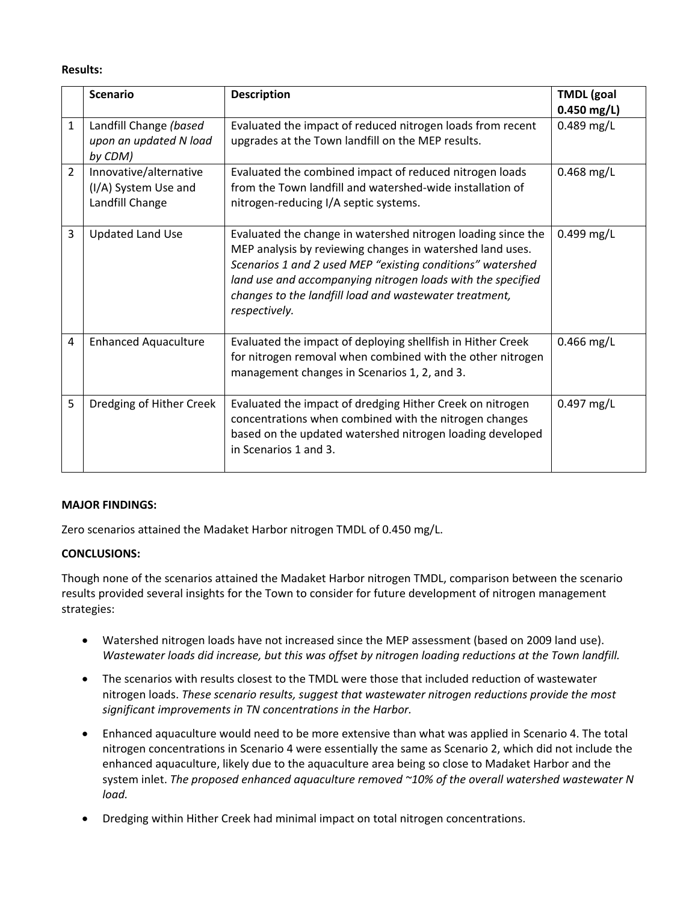**Results:**

| | Scenario | Description | TMDL (goal 0.450 mg/L) |
|---|---|---|---|
| 1 | Landfill Change *(based upon an updated N load by CDM)* | Evaluated the impact of reduced nitrogen loads from recent upgrades at the Town landfill on the MEP results. | 0.489 mg/L |
| 2 | Innovative/alternative (I/A) System Use and Landfill Change | Evaluated the combined impact of reduced nitrogen loads from the Town landfill and watershed-wide installation of nitrogen-reducing I/A septic systems. | 0.468 mg/L |
| 3 | Updated Land Use | Evaluated the change in watershed nitrogen loading since the MEP analysis by reviewing changes in watershed land uses. *Scenarios 1 and 2 used MEP "existing conditions" watershed land use and accompanying nitrogen loads with the specified changes to the landfill load and wastewater treatment, respectively.* | 0.499 mg/L |
| 4 | Enhanced Aquaculture | Evaluated the impact of deploying shellfish in Hither Creek for nitrogen removal when combined with the other nitrogen management changes in Scenarios 1, 2, and 3. | 0.466 mg/L |
| 5 | Dredging of Hither Creek | Evaluated the impact of dredging Hither Creek on nitrogen concentrations when combined with the nitrogen changes based on the updated watershed nitrogen loading developed in Scenarios 1 and 3. | 0.497 mg/L |

**MAJOR FINDINGS:**

Zero scenarios attained the Madaket Harbor nitrogen TMDL of 0.450 mg/L.

**CONCLUSIONS:**

Though none of the scenarios attained the Madaket Harbor nitrogen TMDL, comparison between the scenario results provided several insights for the Town to consider for future development of nitrogen management strategies:

- Watershed nitrogen loads have not increased since the MEP assessment (based on 2009 land use). *Wastewater loads did increase, but this was offset by nitrogen loading reductions at the Town landfill.*
- The scenarios with results closest to the TMDL were those that included reduction of wastewater nitrogen loads. *These scenario results, suggest that wastewater nitrogen reductions provide the most significant improvements in TN concentrations in the Harbor.*
- Enhanced aquaculture would need to be more extensive than what was applied in Scenario 4. The total nitrogen concentrations in Scenario 4 were essentially the same as Scenario 2, which did not include the enhanced aquaculture, likely due to the aquaculture area being so close to Madaket Harbor and the system inlet. *The proposed enhanced aquaculture removed ~10% of the overall watershed wastewater N load.*
- Dredging within Hither Creek had minimal impact on total nitrogen concentrations.